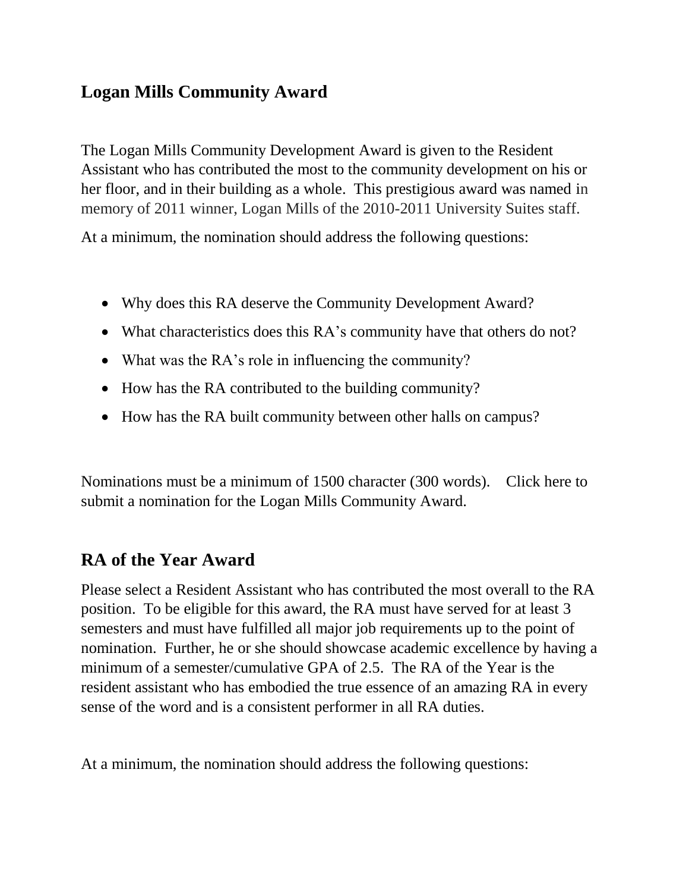## Logan Mills Community Award

The Logan Mills Community Development Award is given to the Resident Assistant who has contributed the most to the community development on his or her floor, and in their building as a whole. This prestigious award was named in memory of 2011 winner, Logan Mills of the 2010-2011 University Suites staff.

At a minimum, the nomination should address the following questions:

- Why does this RA deserve the Community Development Award?
- What characteristics does this RA's community have that others do not?
- What was the RA's role in influencing the community?
- How has the RA contributed to the building community?
- How has the RA built community between other halls on campus?

Nominations must be a minimum of 1500 character (300 words). Click here to submit a nomination for the Logan Mills Community Award.

## RA of the Year Award

Please select a Resident Assistant who has contributed the most overall to the RA position. To be eligible for this award, the RA must have served for at least 3 semesters and must have fulfilled all major job requirements up to the point of nomination. Further, he or she should showcase academic excellence by having a minimum of a semester/cumulative GPA of 2.5. The RA of the Year is the resident assistant who has embodied the true essence of an amazing RA in every sense of the word and is a consistent performer in all RA duties.

At a minimum, the nomination should address the following questions: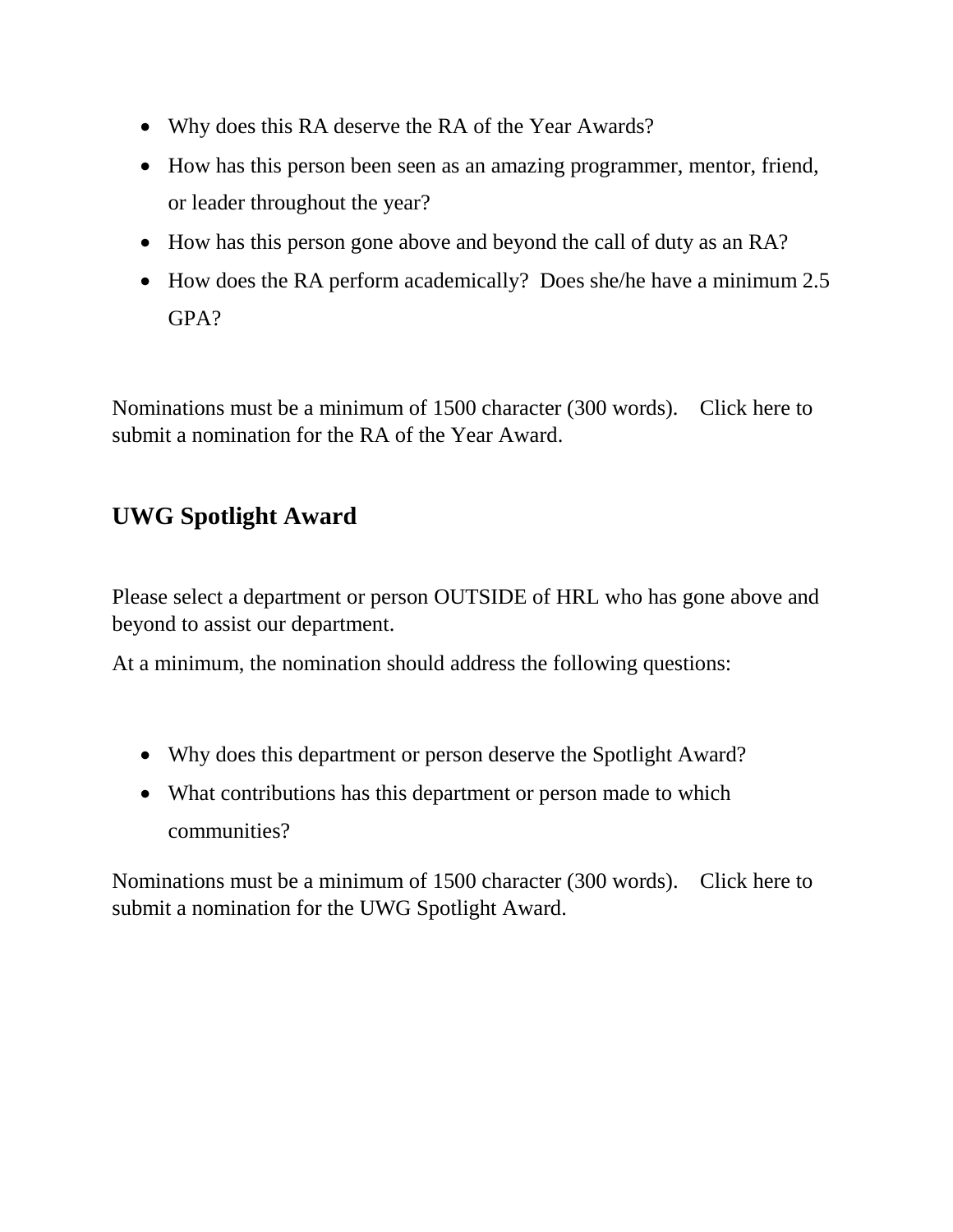- Why does this RA deserve the RA of the Year Awards?
- How has this person been seen as an amazing programmer, mentor, friend, or leader throughout the year?
- How has this person gone above and beyond the call of duty as an RA?
- How does the RA perform academically? Does she/he have a minimum 2.5 GPA?

Nominations must be a minimum of 1500 character (300 words). Click here to submit a nomination for the RA of the Year Award.

## UWG Spotlight Award

Please select a department or person OUTSIDE of HRL who has gone above and beyond to assist our department.

At a minimum, the nomination should address the following questions:

- Why does this department or person deserve the Spotlight Award?
- What contributions has this department or person made to which communities?

Nominations must be a minimum of 1500 character (300 words). Click here to submit a nomination for the UWG Spotlight Award.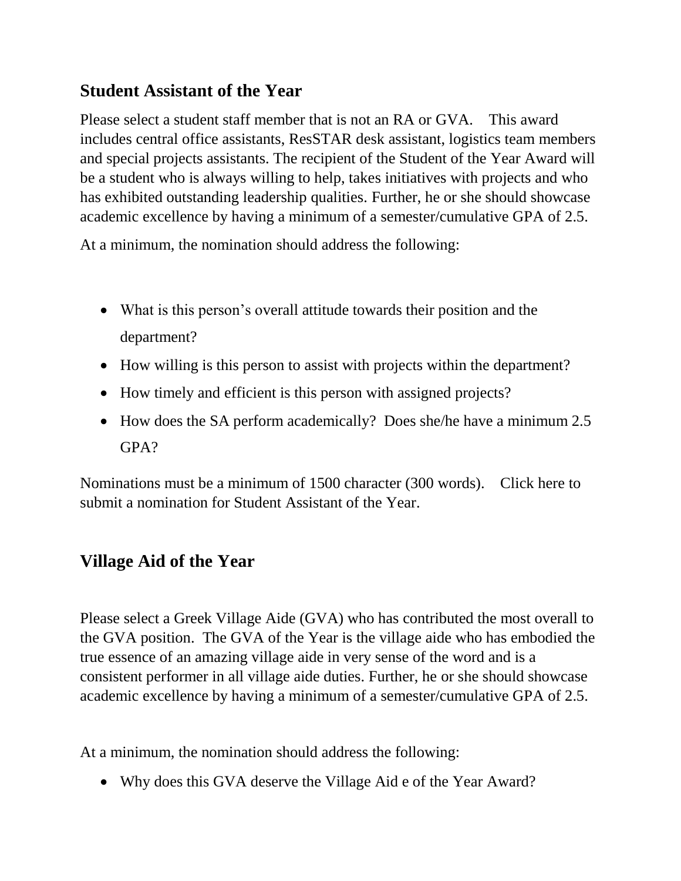## Student Assistant of the Year

Please select a student staff member that is not an RA or GVA. This award includes central office assistants, ResSTAR desk assistant, logistics team members and special projects assistants. The recipient of the Student of the Year Award will be a student who is always willing to help, takes initiatives with projects and who has exhibited outstanding leadership qualities. Further, he or she should showcase academic excellence by having a minimum of a semester/cumulative GPA of 2.5.

At a minimum, the nomination should address the following:

- What is this person's overall attitude towards their position and the department?
- How willing is this person to assist with projects within the department?
- How timely and efficient is this person with assigned projects?
- How does the SA perform academically? Does she/he have a minimum 2.5 GPA?

Nominations must be a minimum of 1500 character (300 words). Click here to submit a nomination for Student Assistant of the Year.

## Village Aid of the Year

Please select a Greek Village Aide (GVA) who has contributed the most overall to the GVA position. The GVA of the Year is the village aide who has embodied the true essence of an amazing village aide in very sense of the word and is a consistent performer in all village aide duties. Further, he or she should showcase academic excellence by having a minimum of a semester/cumulative GPA of 2.5.

At a minimum, the nomination should address the following:

- Why does this GVA deserve the Village Aid e of the Year Award?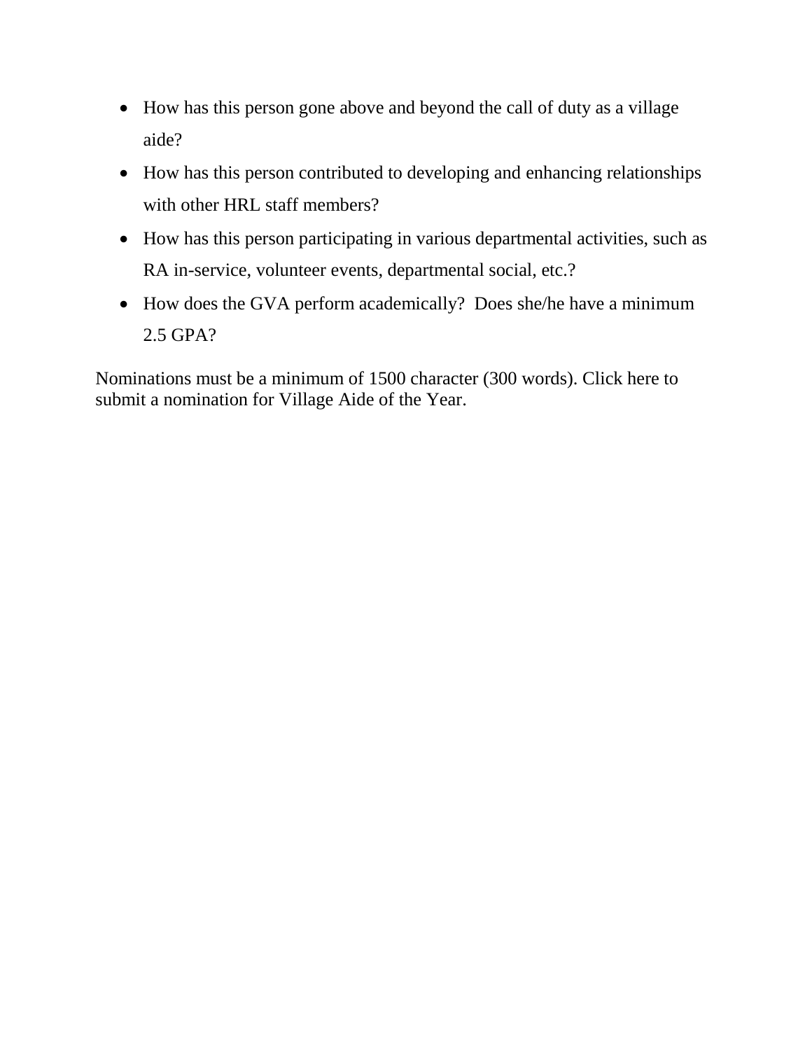- How has this person gone above and beyond the call of duty as a village aide?
- How has this person contributed to developing and enhancing relationships with other HRL staff members?
- How has this person participating in various departmental activities, such as RA in-service, volunteer events, departmental social, etc.?
- How does the GVA perform academically?  Does she/he have a minimum 2.5 GPA?

Nominations must be a minimum of 1500 character (300 words). Click here to submit a nomination for Village Aide of the Year.